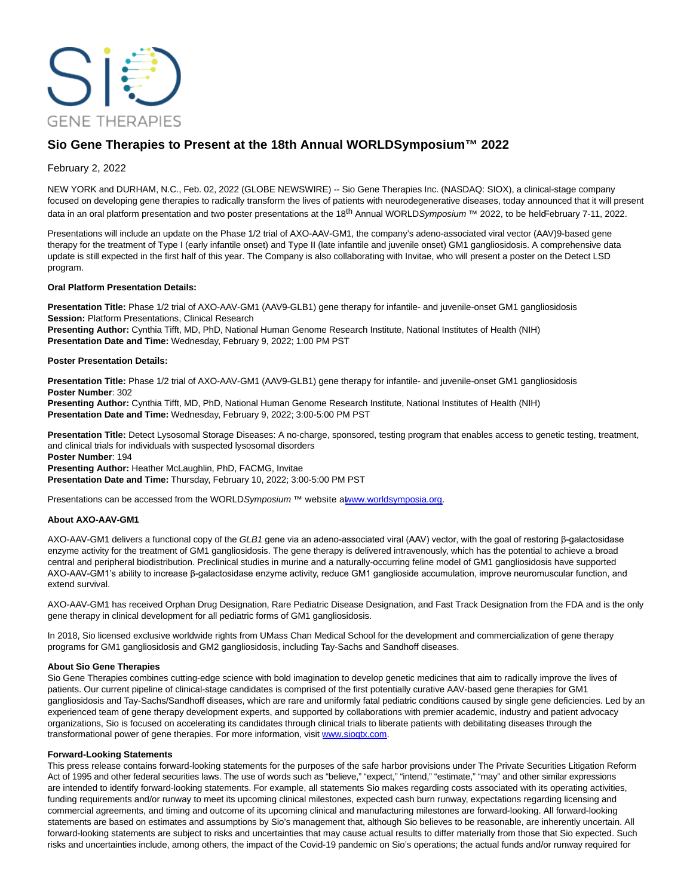# Sio Gene Therapies to Present at the 18th Annual WORLDSymposium™ 2022

February 2, 2022

NEW YORK and DURHAM, N.C., Feb. 02, 2022 (GLOBE NEWSWIRE) -- Sio Gene Therapies Inc. (NASDAQ: SIOX), a clinical-stage company focused on developing gene therapies to radically transform the lives of patients with neurodegenerative diseases, today announced that it will present data in an oral platform presentation and two poster presentations at the 18th Annual WORLD*Symposium* ™ 2022, to be held February 7-11, 2022.

Presentations will include an update on the Phase 1/2 trial of AXO-AAV-GM1, the company's adeno-associated viral vector (AAV)9-based gene therapy for the treatment of Type I (early infantile onset) and Type II (late infantile and juvenile onset) GM1 gangliosidosis. A comprehensive data update is still expected in the first half of this year. The Company is also collaborating with Invitae, who will present a poster on the Detect LSD program.

**Oral Platform Presentation Details:**

**Presentation Title:** Phase 1/2 trial of AXO-AAV-GM1 (AAV9-GLB1) gene therapy for infantile- and juvenile-onset GM1 gangliosidosis
**Session:** Platform Presentations, Clinical Research
**Presenting Author:** Cynthia Tifft, MD, PhD, National Human Genome Research Institute, National Institutes of Health (NIH)
**Presentation Date and Time:** Wednesday, February 9, 2022; 1:00 PM PST

**Poster Presentation Details:**

**Presentation Title:** Phase 1/2 trial of AXO-AAV-GM1 (AAV9-GLB1) gene therapy for infantile- and juvenile-onset GM1 gangliosidosis
**Poster Number**: 302
**Presenting Author:** Cynthia Tifft, MD, PhD, National Human Genome Research Institute, National Institutes of Health (NIH)
**Presentation Date and Time:** Wednesday, February 9, 2022; 3:00-5:00 PM PST

**Presentation Title:** Detect Lysosomal Storage Diseases: A no-charge, sponsored, testing program that enables access to genetic testing, treatment, and clinical trials for individuals with suspected lysosomal disorders
**Poster Number**: 194
**Presenting Author:** Heather McLaughlin, PhD, FACMG, Invitae
**Presentation Date and Time:** Thursday, February 10, 2022; 3:00-5:00 PM PST

Presentations can be accessed from the WORLD*Symposium* ™ website at www.worldsymposia.org.

**About AXO-AAV-GM1**

AXO-AAV-GM1 delivers a functional copy of the *GLB1* gene via an adeno-associated viral (AAV) vector, with the goal of restoring β-galactosidase enzyme activity for the treatment of GM1 gangliosidosis. The gene therapy is delivered intravenously, which has the potential to achieve a broad central and peripheral biodistribution. Preclinical studies in murine and a naturally-occurring feline model of GM1 gangliosidosis have supported AXO-AAV-GM1's ability to increase β-galactosidase enzyme activity, reduce GM1 ganglioside accumulation, improve neuromuscular function, and extend survival.

AXO-AAV-GM1 has received Orphan Drug Designation, Rare Pediatric Disease Designation, and Fast Track Designation from the FDA and is the only gene therapy in clinical development for all pediatric forms of GM1 gangliosidosis.

In 2018, Sio licensed exclusive worldwide rights from UMass Chan Medical School for the development and commercialization of gene therapy programs for GM1 gangliosidosis and GM2 gangliosidosis, including Tay-Sachs and Sandhoff diseases.

**About Sio Gene Therapies**
Sio Gene Therapies combines cutting-edge science with bold imagination to develop genetic medicines that aim to radically improve the lives of patients. Our current pipeline of clinical-stage candidates is comprised of the first potentially curative AAV-based gene therapies for GM1 gangliosidosis and Tay-Sachs/Sandhoff diseases, which are rare and uniformly fatal pediatric conditions caused by single gene deficiencies. Led by an experienced team of gene therapy development experts, and supported by collaborations with premier academic, industry and patient advocacy organizations, Sio is focused on accelerating its candidates through clinical trials to liberate patients with debilitating diseases through the transformational power of gene therapies. For more information, visit www.siogtx.com.

**Forward-Looking Statements**
This press release contains forward-looking statements for the purposes of the safe harbor provisions under The Private Securities Litigation Reform Act of 1995 and other federal securities laws. The use of words such as "believe," "expect," "intend," "estimate," "may" and other similar expressions are intended to identify forward-looking statements. For example, all statements Sio makes regarding costs associated with its operating activities, funding requirements and/or runway to meet its upcoming clinical milestones, expected cash burn runway, expectations regarding licensing and commercial agreements, and timing and outcome of its upcoming clinical and manufacturing milestones are forward-looking. All forward-looking statements are based on estimates and assumptions by Sio's management that, although Sio believes to be reasonable, are inherently uncertain. All forward-looking statements are subject to risks and uncertainties that may cause actual results to differ materially from those that Sio expected. Such risks and uncertainties include, among others, the impact of the Covid-19 pandemic on Sio's operations; the actual funds and/or runway required for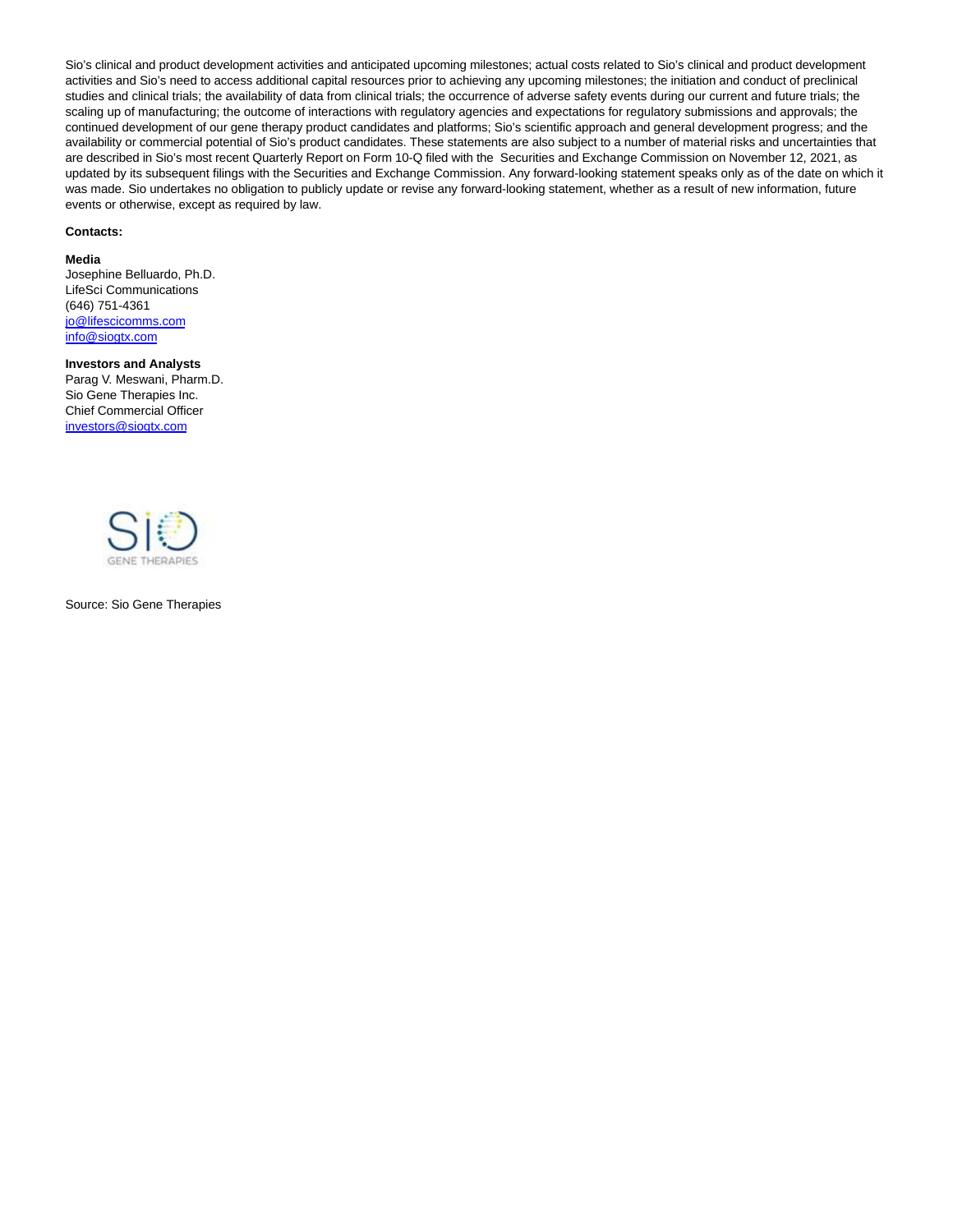Sio's clinical and product development activities and anticipated upcoming milestones; actual costs related to Sio's clinical and product development activities and Sio's need to access additional capital resources prior to achieving any upcoming milestones; the initiation and conduct of preclinical studies and clinical trials; the availability of data from clinical trials; the occurrence of adverse safety events during our current and future trials; the scaling up of manufacturing; the outcome of interactions with regulatory agencies and expectations for regulatory submissions and approvals; the continued development of our gene therapy product candidates and platforms; Sio's scientific approach and general development progress; and the availability or commercial potential of Sio's product candidates. These statements are also subject to a number of material risks and uncertainties that are described in Sio's most recent Quarterly Report on Form 10-Q filed with the Securities and Exchange Commission on November 12, 2021, as updated by its subsequent filings with the Securities and Exchange Commission. Any forward-looking statement speaks only as of the date on which it was made. Sio undertakes no obligation to publicly update or revise any forward-looking statement, whether as a result of new information, future events or otherwise, except as required by law.

**Contacts:**

**Media**
Josephine Belluardo, Ph.D.
LifeSci Communications
(646) 751-4361
jo@lifescicomms.com
info@siogtx.com

**Investors and Analysts**
Parag V. Meswani, Pharm.D.
Sio Gene Therapies Inc.
Chief Commercial Officer
investors@siogtx.com

Source: Sio Gene Therapies